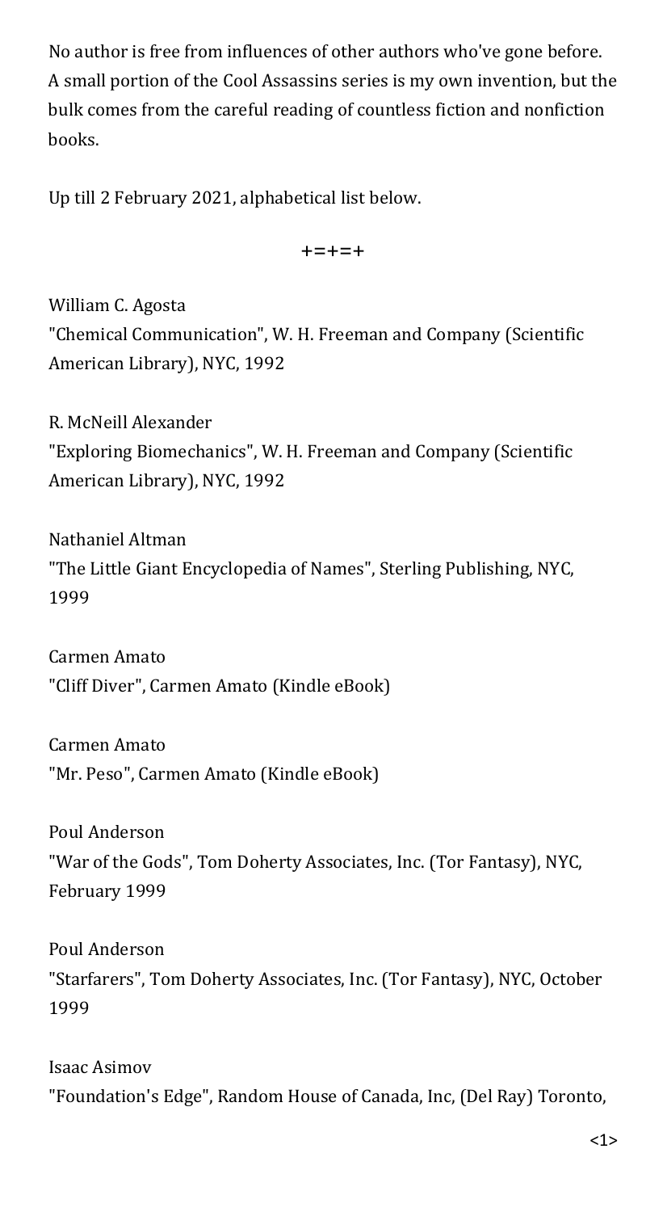No author is free from influences of other authors who've gone before. A small portion of the Cool Assassins series is my own invention, but the bulk comes from the careful reading of countless fiction and nonfiction books.

Up till 2 February 2021, alphabetical list below.

+=+=+

William C. Agosta
"Chemical Communication", W. H. Freeman and Company (Scientific American Library), NYC, 1992

R. McNeill Alexander
"Exploring Biomechanics", W. H. Freeman and Company (Scientific American Library), NYC, 1992

Nathaniel Altman
"The Little Giant Encyclopedia of Names", Sterling Publishing, NYC, 1999

Carmen Amato
"Cliff Diver", Carmen Amato (Kindle eBook)

Carmen Amato
"Mr. Peso", Carmen Amato (Kindle eBook)

Poul Anderson
"War of the Gods", Tom Doherty Associates, Inc. (Tor Fantasy), NYC, February 1999

Poul Anderson
"Starfarers", Tom Doherty Associates, Inc. (Tor Fantasy), NYC, October 1999

Isaac Asimov
"Foundation's Edge", Random House of Canada, Inc, (Del Ray) Toronto,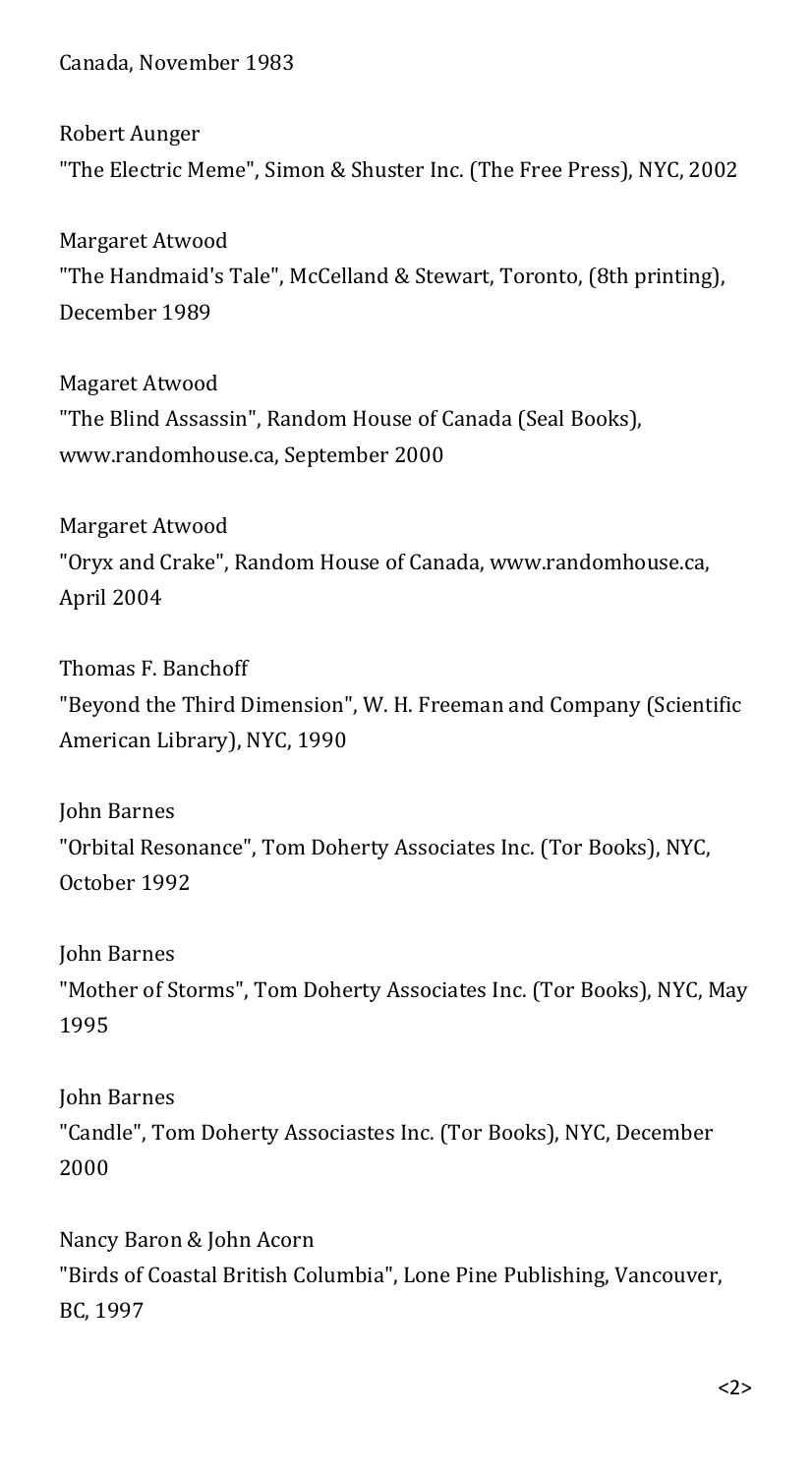Canada, November 1983

Robert Aunger
"The Electric Meme", Simon & Shuster Inc. (The Free Press), NYC, 2002

Margaret Atwood
"The Handmaid's Tale", McCelland & Stewart, Toronto, (8th printing), December 1989

Magaret Atwood
"The Blind Assassin", Random House of Canada (Seal Books), www.randomhouse.ca, September 2000

Margaret Atwood
"Oryx and Crake", Random House of Canada, www.randomhouse.ca, April 2004

Thomas F. Banchoff
"Beyond the Third Dimension", W. H. Freeman and Company (Scientific American Library), NYC, 1990

John Barnes
"Orbital Resonance", Tom Doherty Associates Inc. (Tor Books), NYC, October 1992

John Barnes
"Mother of Storms", Tom Doherty Associates Inc. (Tor Books), NYC, May 1995

John Barnes
"Candle", Tom Doherty Associastes Inc. (Tor Books), NYC, December 2000

Nancy Baron & John Acorn
"Birds of Coastal British Columbia", Lone Pine Publishing, Vancouver, BC, 1997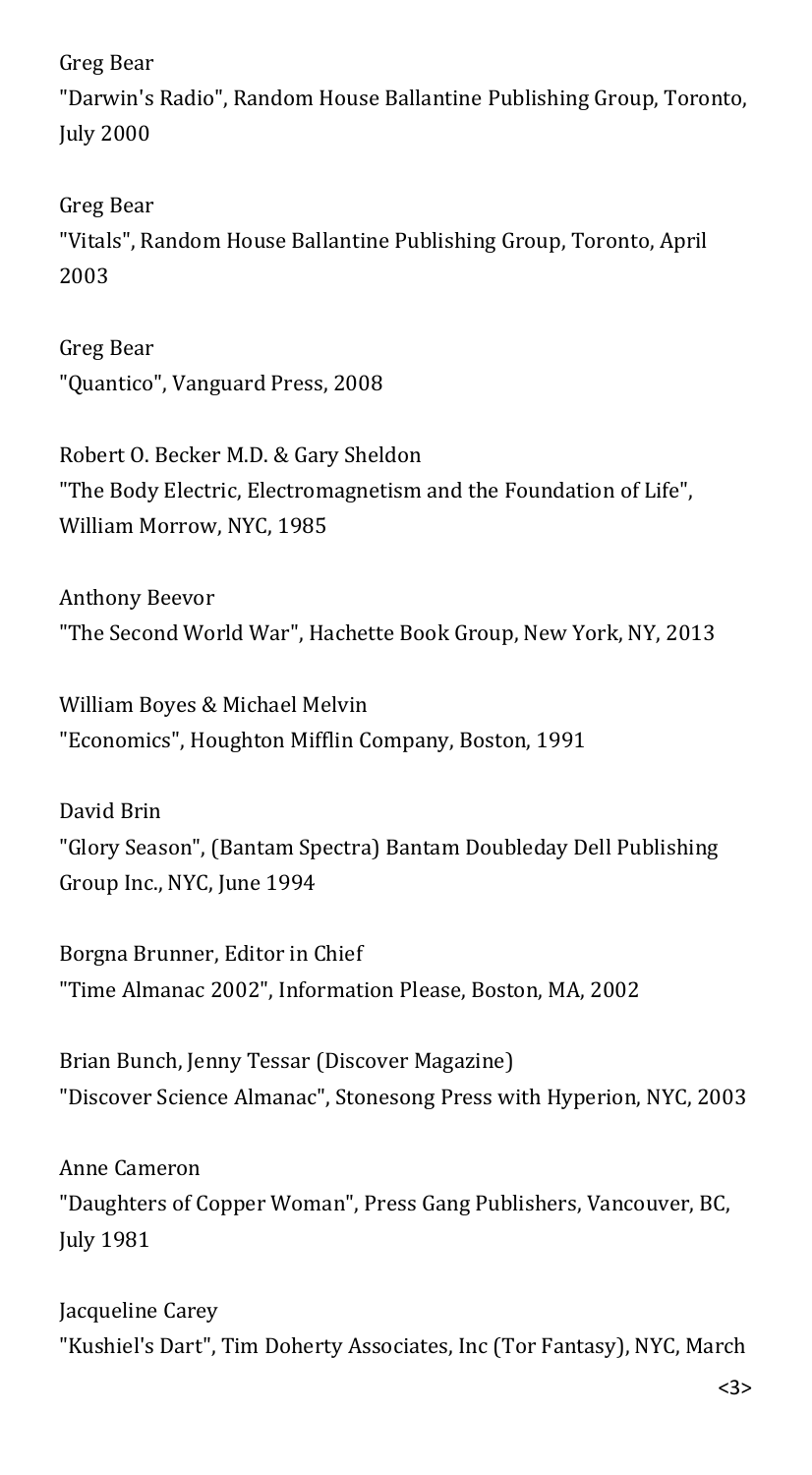Greg Bear
"Darwin's Radio", Random House Ballantine Publishing Group, Toronto, July 2000

Greg Bear
"Vitals", Random House Ballantine Publishing Group, Toronto, April 2003

Greg Bear
"Quantico", Vanguard Press, 2008

Robert O. Becker M.D. & Gary Sheldon
"The Body Electric, Electromagnetism and the Foundation of Life", William Morrow, NYC, 1985

Anthony Beevor
"The Second World War", Hachette Book Group, New York, NY, 2013

William Boyes & Michael Melvin
"Economics", Houghton Mifflin Company, Boston, 1991

David Brin
"Glory Season", (Bantam Spectra) Bantam Doubleday Dell Publishing Group Inc., NYC, June 1994

Borgna Brunner, Editor in Chief
"Time Almanac 2002", Information Please, Boston, MA, 2002

Brian Bunch, Jenny Tessar (Discover Magazine)
"Discover Science Almanac", Stonesong Press with Hyperion, NYC, 2003

Anne Cameron
"Daughters of Copper Woman", Press Gang Publishers, Vancouver, BC, July 1981

Jacqueline Carey
"Kushiel's Dart", Tim Doherty Associates, Inc (Tor Fantasy), NYC, March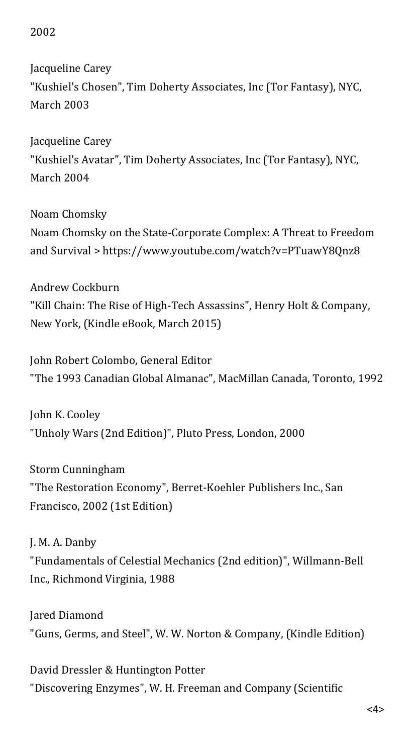2002

Jacqueline Carey
"Kushiel's Chosen", Tim Doherty Associates, Inc (Tor Fantasy), NYC, March 2003

Jacqueline Carey
"Kushiel's Avatar", Tim Doherty Associates, Inc (Tor Fantasy), NYC, March 2004

Noam Chomsky
Noam Chomsky on the State-Corporate Complex: A Threat to Freedom and Survival > https://www.youtube.com/watch?v=PTuawY8Qnz8

Andrew Cockburn
"Kill Chain: The Rise of High-Tech Assassins", Henry Holt & Company, New York, (Kindle eBook, March 2015)

John Robert Colombo, General Editor
"The 1993 Canadian Global Almanac", MacMillan Canada, Toronto, 1992

John K. Cooley
"Unholy Wars (2nd Edition)", Pluto Press, London, 2000

Storm Cunningham
"The Restoration Economy", Berret-Koehler Publishers Inc., San Francisco, 2002 (1st Edition)

J. M. A. Danby
"Fundamentals of Celestial Mechanics (2nd edition)", Willmann-Bell Inc., Richmond Virginia, 1988

Jared Diamond
"Guns, Germs, and Steel", W. W. Norton & Company, (Kindle Edition)

David Dressler & Huntington Potter
"Discovering Enzymes", W. H. Freeman and Company (Scientific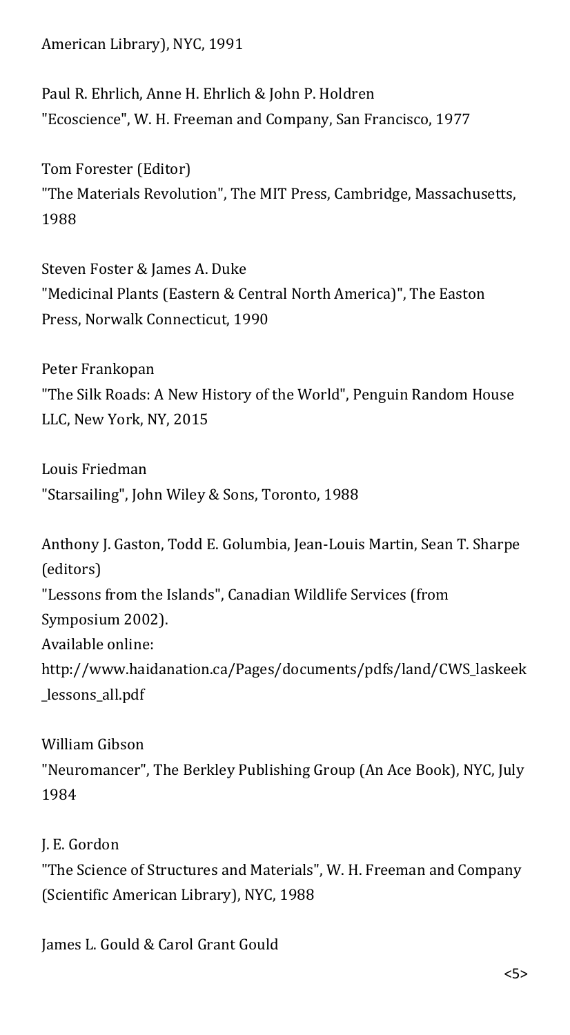American Library), NYC, 1991

Paul R. Ehrlich, Anne H. Ehrlich & John P. Holdren
"Ecoscience", W. H. Freeman and Company, San Francisco, 1977

Tom Forester (Editor)
"The Materials Revolution", The MIT Press, Cambridge, Massachusetts, 1988

Steven Foster & James A. Duke
"Medicinal Plants (Eastern & Central North America)", The Easton Press, Norwalk Connecticut, 1990

Peter Frankopan
"The Silk Roads: A New History of the World", Penguin Random House LLC, New York, NY, 2015

Louis Friedman
"Starsailing", John Wiley & Sons, Toronto, 1988

Anthony J. Gaston, Todd E. Golumbia, Jean-Louis Martin, Sean T. Sharpe (editors)
"Lessons from the Islands", Canadian Wildlife Services (from Symposium 2002).
Available online:
http://www.haidanation.ca/Pages/documents/pdfs/land/CWS_laskeek_lessons_all.pdf

William Gibson
"Neuromancer", The Berkley Publishing Group (An Ace Book), NYC, July 1984

J. E. Gordon
"The Science of Structures and Materials", W. H. Freeman and Company (Scientific American Library), NYC, 1988

James L. Gould & Carol Grant Gould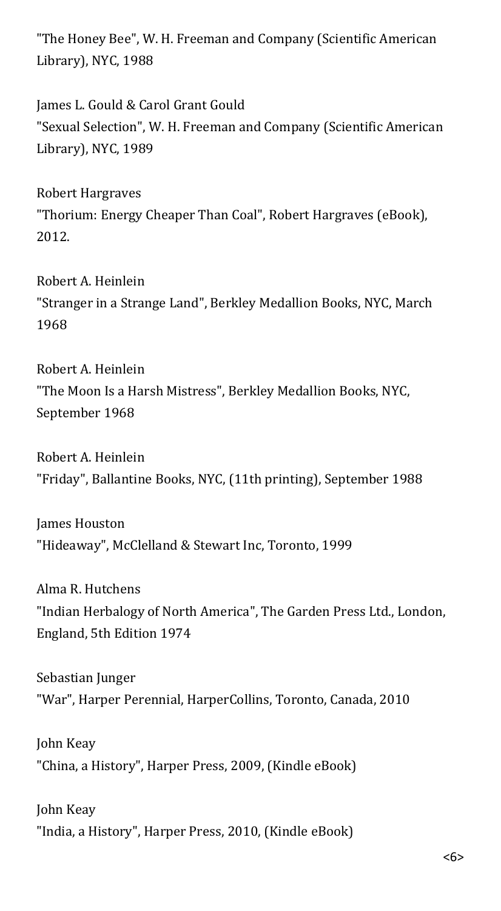"The Honey Bee", W. H. Freeman and Company (Scientific American Library), NYC, 1988

James L. Gould & Carol Grant Gould
"Sexual Selection", W. H. Freeman and Company (Scientific American Library), NYC, 1989

Robert Hargraves
"Thorium: Energy Cheaper Than Coal", Robert Hargraves (eBook), 2012.

Robert A. Heinlein
"Stranger in a Strange Land", Berkley Medallion Books, NYC, March 1968

Robert A. Heinlein
"The Moon Is a Harsh Mistress", Berkley Medallion Books, NYC, September 1968

Robert A. Heinlein
"Friday", Ballantine Books, NYC, (11th printing), September 1988

James Houston
"Hideaway", McClelland & Stewart Inc, Toronto, 1999

Alma R. Hutchens
"Indian Herbalogy of North America", The Garden Press Ltd., London, England, 5th Edition 1974

Sebastian Junger
"War", Harper Perennial, HarperCollins, Toronto, Canada, 2010

John Keay
"China, a History", Harper Press, 2009, (Kindle eBook)

John Keay
"India, a History", Harper Press, 2010, (Kindle eBook)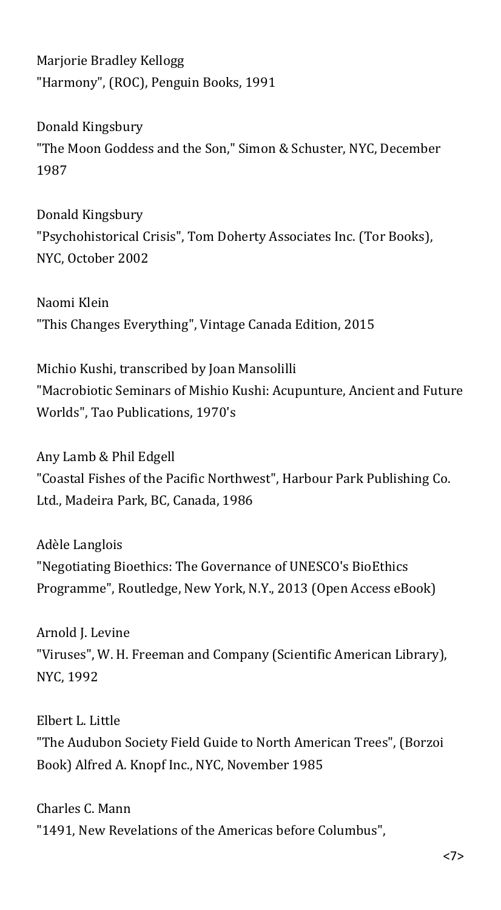Marjorie Bradley Kellogg
"Harmony", (ROC), Penguin Books, 1991

Donald Kingsbury
"The Moon Goddess and the Son," Simon & Schuster, NYC, December 1987

Donald Kingsbury
"Psychohistorical Crisis", Tom Doherty Associates Inc. (Tor Books), NYC, October 2002

Naomi Klein
"This Changes Everything", Vintage Canada Edition, 2015

Michio Kushi, transcribed by Joan Mansolilli
"Macrobiotic Seminars of Mishio Kushi: Acupunture, Ancient and Future Worlds", Tao Publications, 1970's

Any Lamb & Phil Edgell
"Coastal Fishes of the Pacific Northwest", Harbour Park Publishing Co. Ltd., Madeira Park, BC, Canada, 1986

Adèle Langlois
"Negotiating Bioethics: The Governance of UNESCO's BioEthics Programme", Routledge, New York, N.Y., 2013 (Open Access eBook)

Arnold J. Levine
"Viruses", W. H. Freeman and Company (Scientific American Library), NYC, 1992

Elbert L. Little
"The Audubon Society Field Guide to North American Trees", (Borzoi Book) Alfred A. Knopf Inc., NYC, November 1985

Charles C. Mann
"1491, New Revelations of the Americas before Columbus",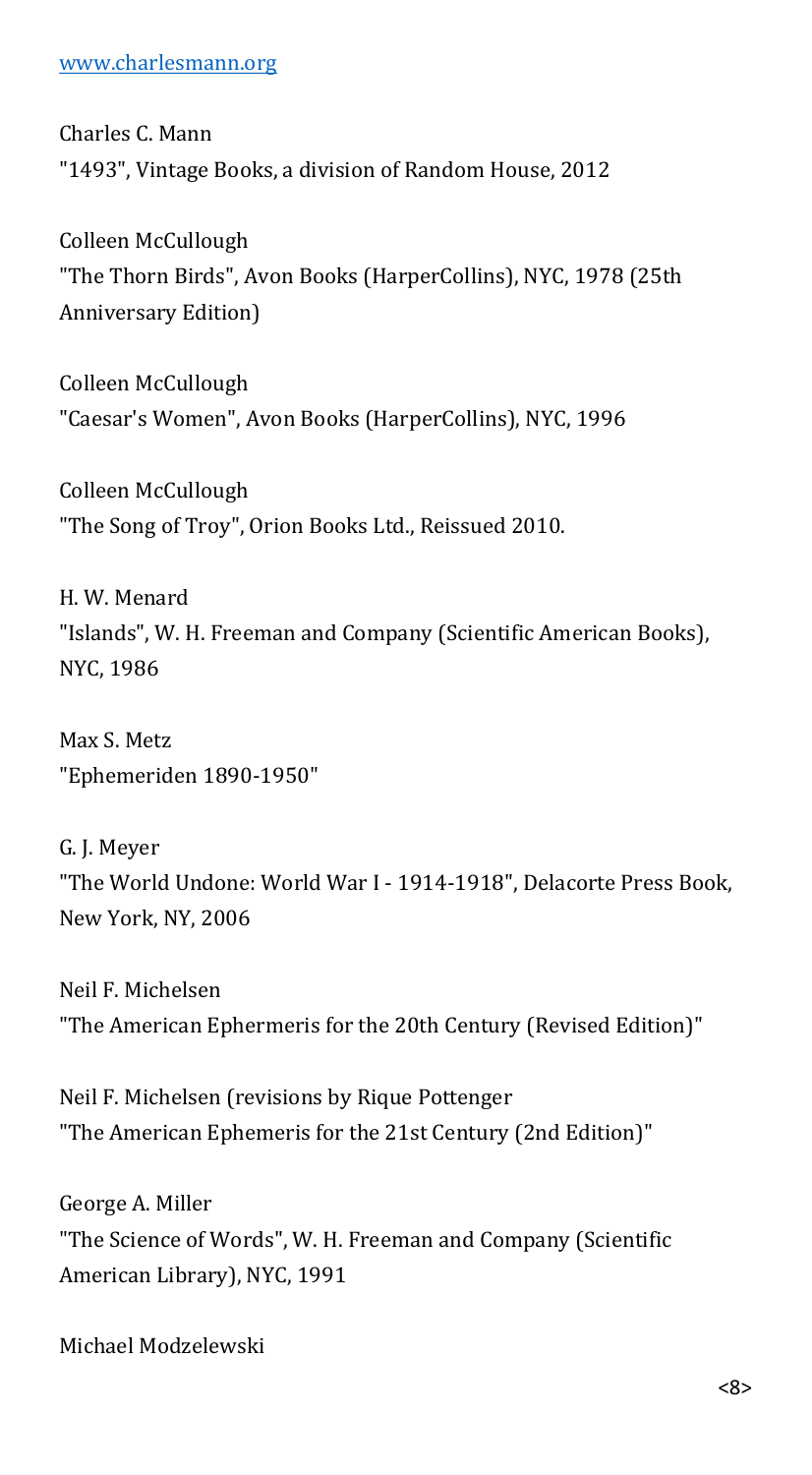www.charlesmann.org

Charles C. Mann
"1493", Vintage Books, a division of Random House, 2012

Colleen McCullough
"The Thorn Birds", Avon Books (HarperCollins), NYC, 1978 (25th Anniversary Edition)

Colleen McCullough
"Caesar's Women", Avon Books (HarperCollins), NYC, 1996

Colleen McCullough
"The Song of Troy", Orion Books Ltd., Reissued 2010.

H. W. Menard
"Islands", W. H. Freeman and Company (Scientific American Books), NYC, 1986

Max S. Metz
"Ephemeriden 1890-1950"

G. J. Meyer
"The World Undone: World War I - 1914-1918", Delacorte Press Book, New York, NY, 2006

Neil F. Michelsen
"The American Ephermeris for the 20th Century (Revised Edition)"

Neil F. Michelsen (revisions by Rique Pottenger
"The American Ephemeris for the 21st Century (2nd Edition)"

George A. Miller
"The Science of Words", W. H. Freeman and Company (Scientific American Library), NYC, 1991

Michael Modzelewski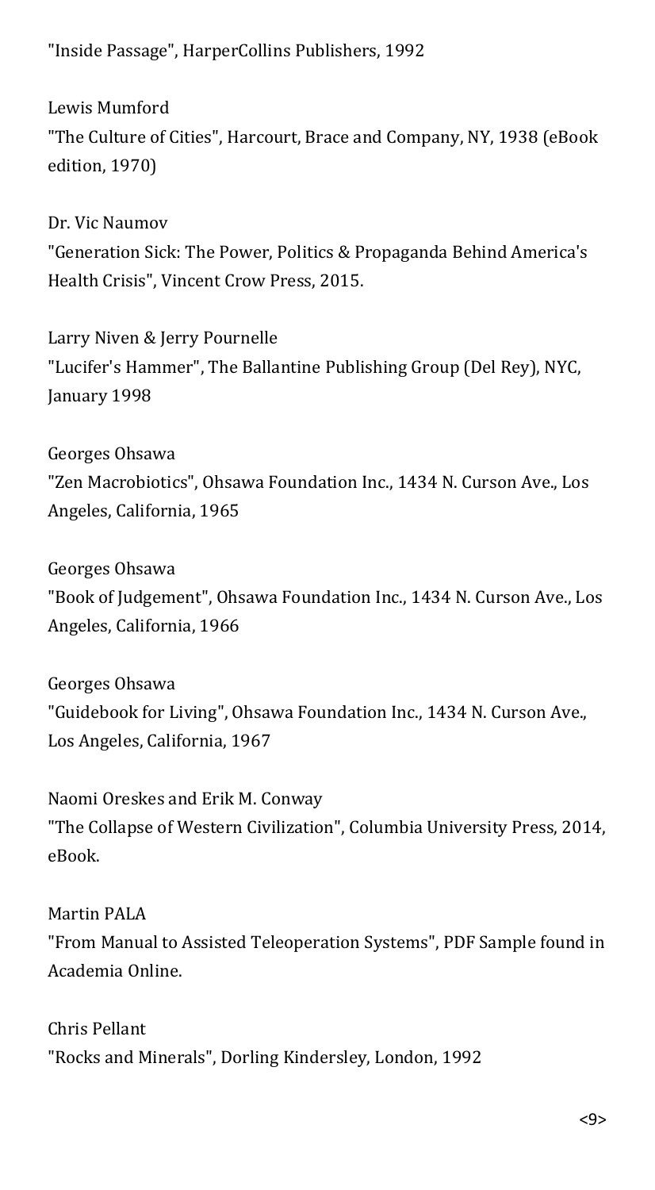"Inside Passage", HarperCollins Publishers, 1992

Lewis Mumford
"The Culture of Cities", Harcourt, Brace and Company, NY, 1938 (eBook edition, 1970)

Dr. Vic Naumov
"Generation Sick: The Power, Politics & Propaganda Behind America's Health Crisis", Vincent Crow Press, 2015.

Larry Niven & Jerry Pournelle
"Lucifer's Hammer", The Ballantine Publishing Group (Del Rey), NYC, January 1998

Georges Ohsawa
"Zen Macrobiotics", Ohsawa Foundation Inc., 1434 N. Curson Ave., Los Angeles, California, 1965

Georges Ohsawa
"Book of Judgement", Ohsawa Foundation Inc., 1434 N. Curson Ave., Los Angeles, California, 1966

Georges Ohsawa
"Guidebook for Living", Ohsawa Foundation Inc., 1434 N. Curson Ave., Los Angeles, California, 1967

Naomi Oreskes and Erik M. Conway
"The Collapse of Western Civilization", Columbia University Press, 2014, eBook.

Martin PALA
"From Manual to Assisted Teleoperation Systems", PDF Sample found in Academia Online.

Chris Pellant
"Rocks and Minerals", Dorling Kindersley, London, 1992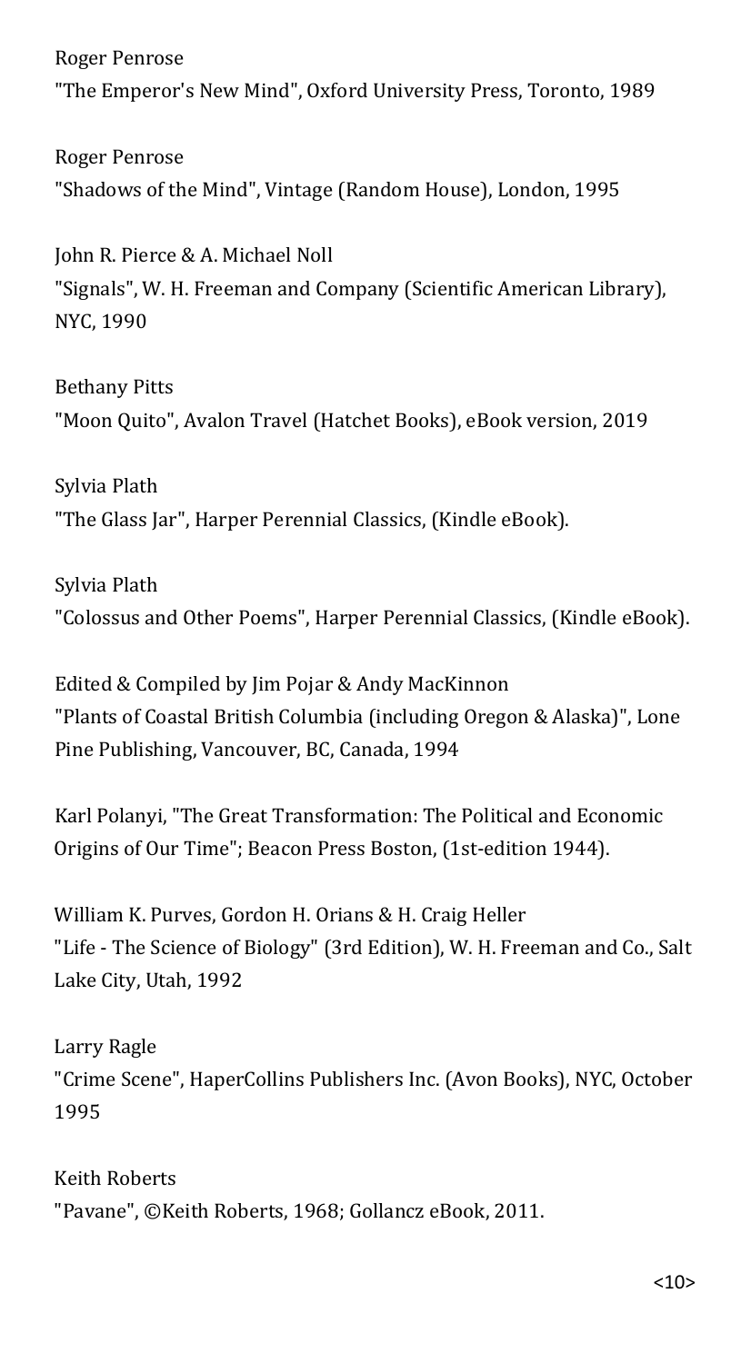Roger Penrose
"The Emperor's New Mind", Oxford University Press, Toronto, 1989

Roger Penrose
"Shadows of the Mind", Vintage (Random House), London, 1995

John R. Pierce & A. Michael Noll
"Signals", W. H. Freeman and Company (Scientific American Library), NYC, 1990

Bethany Pitts
"Moon Quito", Avalon Travel (Hatchet Books), eBook version, 2019

Sylvia Plath
"The Glass Jar", Harper Perennial Classics, (Kindle eBook).

Sylvia Plath
"Colossus and Other Poems", Harper Perennial Classics, (Kindle eBook).

Edited & Compiled by Jim Pojar & Andy MacKinnon
"Plants of Coastal British Columbia (including Oregon & Alaska)", Lone Pine Publishing, Vancouver, BC, Canada, 1994

Karl Polanyi, "The Great Transformation: The Political and Economic Origins of Our Time"; Beacon Press Boston, (1st-edition 1944).

William K. Purves, Gordon H. Orians & H. Craig Heller
"Life - The Science of Biology" (3rd Edition), W. H. Freeman and Co., Salt Lake City, Utah, 1992

Larry Ragle
"Crime Scene", HaperCollins Publishers Inc. (Avon Books), NYC, October 1995

Keith Roberts
"Pavane", ©Keith Roberts, 1968; Gollancz eBook, 2011.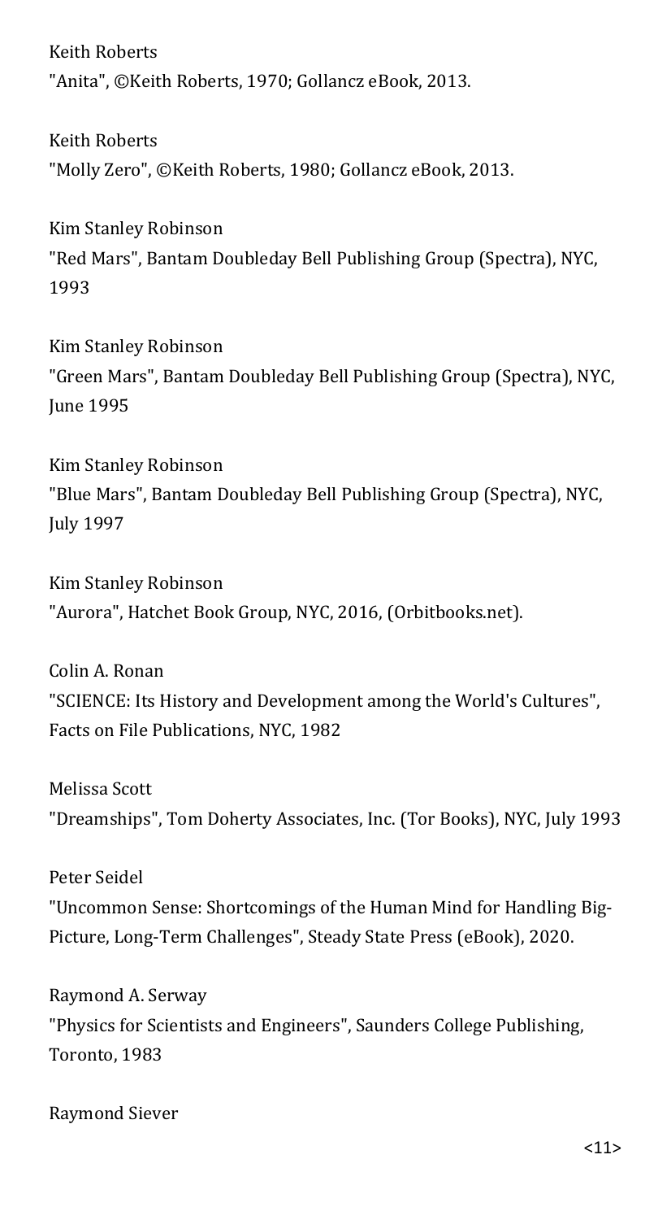Keith Roberts
"Anita", ©Keith Roberts, 1970; Gollancz eBook, 2013.

Keith Roberts
"Molly Zero", ©Keith Roberts, 1980; Gollancz eBook, 2013.

Kim Stanley Robinson
"Red Mars", Bantam Doubleday Bell Publishing Group (Spectra), NYC, 1993

Kim Stanley Robinson
"Green Mars", Bantam Doubleday Bell Publishing Group (Spectra), NYC, June 1995

Kim Stanley Robinson
"Blue Mars", Bantam Doubleday Bell Publishing Group (Spectra), NYC, July 1997

Kim Stanley Robinson
"Aurora", Hatchet Book Group, NYC, 2016, (Orbitbooks.net).

Colin A. Ronan
"SCIENCE: Its History and Development among the World's Cultures", Facts on File Publications, NYC, 1982

Melissa Scott
"Dreamships", Tom Doherty Associates, Inc. (Tor Books), NYC, July 1993

Peter Seidel
"Uncommon Sense: Shortcomings of the Human Mind for Handling Big-Picture, Long-Term Challenges", Steady State Press (eBook), 2020.

Raymond A. Serway
"Physics for Scientists and Engineers", Saunders College Publishing, Toronto, 1983

Raymond Siever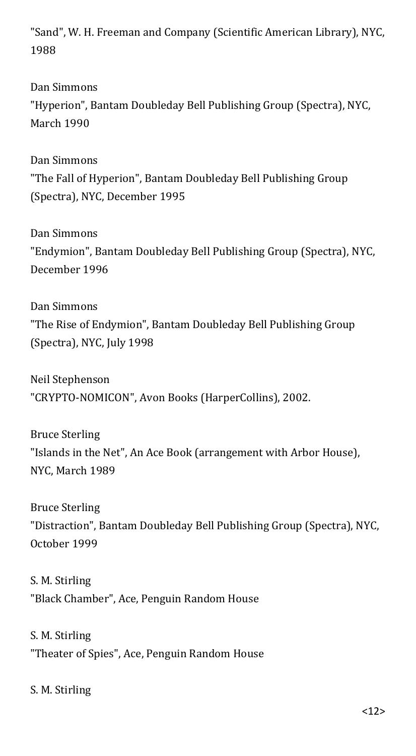"Sand", W. H. Freeman and Company (Scientific American Library), NYC, 1988

Dan Simmons
"Hyperion", Bantam Doubleday Bell Publishing Group (Spectra), NYC, March 1990

Dan Simmons
"The Fall of Hyperion", Bantam Doubleday Bell Publishing Group (Spectra), NYC, December 1995

Dan Simmons
"Endymion", Bantam Doubleday Bell Publishing Group (Spectra), NYC, December 1996

Dan Simmons
"The Rise of Endymion", Bantam Doubleday Bell Publishing Group (Spectra), NYC, July 1998

Neil Stephenson
"CRYPTO-NOMICON", Avon Books (HarperCollins), 2002.

Bruce Sterling
"Islands in the Net", An Ace Book (arrangement with Arbor House), NYC, March 1989

Bruce Sterling
"Distraction", Bantam Doubleday Bell Publishing Group (Spectra), NYC, October 1999

S. M. Stirling
"Black Chamber", Ace, Penguin Random House

S. M. Stirling
"Theater of Spies", Ace, Penguin Random House

S. M. Stirling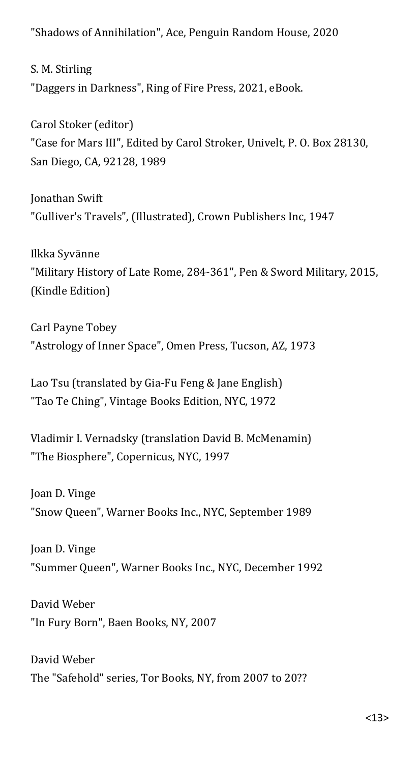"Shadows of Annihilation", Ace, Penguin Random House, 2020

S. M. Stirling
"Daggers in Darkness", Ring of Fire Press, 2021, eBook.

Carol Stoker (editor)
"Case for Mars III", Edited by Carol Stroker, Univelt, P. O. Box 28130, San Diego, CA, 92128, 1989

Jonathan Swift
"Gulliver's Travels", (Illustrated), Crown Publishers Inc, 1947

Ilkka Syvänne
"Military History of Late Rome, 284-361", Pen & Sword Military, 2015, (Kindle Edition)

Carl Payne Tobey
"Astrology of Inner Space", Omen Press, Tucson, AZ, 1973

Lao Tsu (translated by Gia-Fu Feng & Jane English)
"Tao Te Ching", Vintage Books Edition, NYC, 1972

Vladimir I. Vernadsky (translation David B. McMenamin)
"The Biosphere", Copernicus, NYC, 1997

Joan D. Vinge
"Snow Queen", Warner Books Inc., NYC, September 1989

Joan D. Vinge
"Summer Queen", Warner Books Inc., NYC, December 1992

David Weber
"In Fury Born", Baen Books, NY, 2007

David Weber
The "Safehold" series, Tor Books, NY, from 2007 to 20??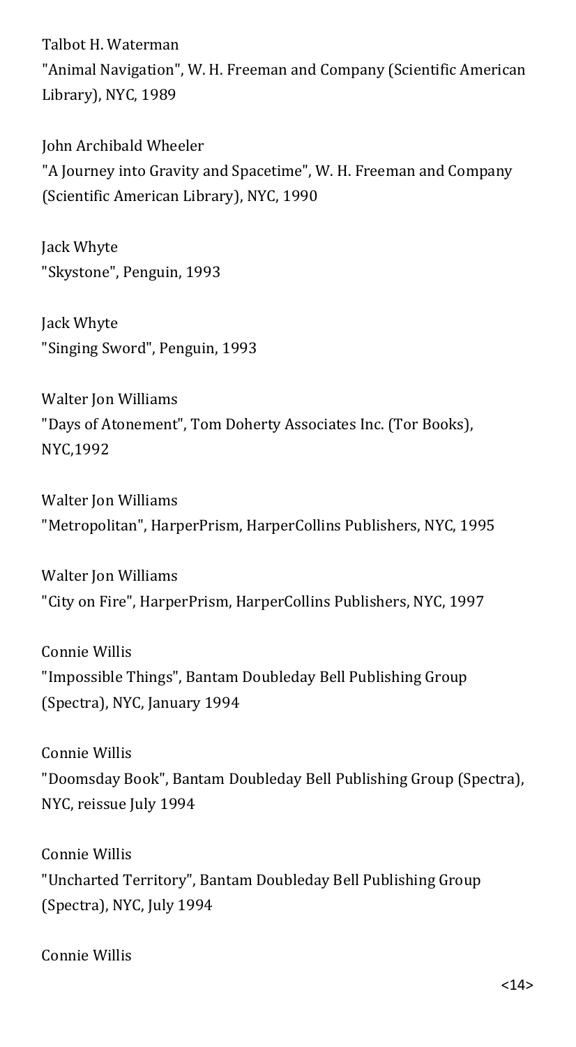Talbot H. Waterman
"Animal Navigation", W. H. Freeman and Company (Scientific American Library), NYC, 1989

John Archibald Wheeler
"A Journey into Gravity and Spacetime", W. H. Freeman and Company (Scientific American Library), NYC, 1990

Jack Whyte
"Skystone", Penguin, 1993

Jack Whyte
"Singing Sword", Penguin, 1993

Walter Jon Williams
"Days of Atonement", Tom Doherty Associates Inc. (Tor Books), NYC,1992

Walter Jon Williams
"Metropolitan", HarperPrism, HarperCollins Publishers, NYC, 1995

Walter Jon Williams
"City on Fire", HarperPrism, HarperCollins Publishers, NYC, 1997

Connie Willis
"Impossible Things", Bantam Doubleday Bell Publishing Group (Spectra), NYC, January 1994

Connie Willis
"Doomsday Book", Bantam Doubleday Bell Publishing Group (Spectra), NYC, reissue July 1994

Connie Willis
"Uncharted Territory", Bantam Doubleday Bell Publishing Group (Spectra), NYC, July 1994

Connie Willis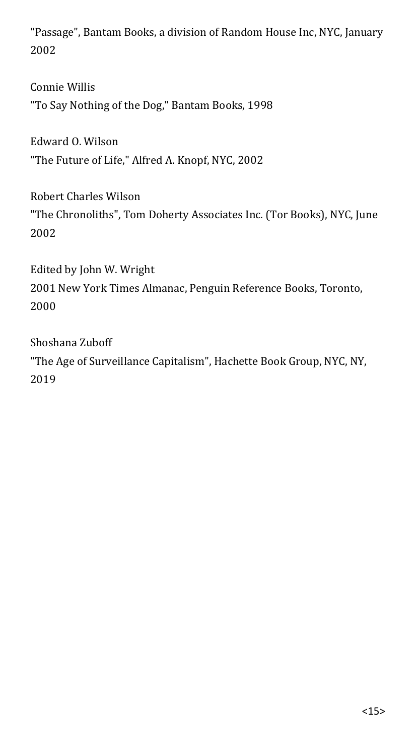"Passage", Bantam Books, a division of Random House Inc, NYC, January 2002

Connie Willis
"To Say Nothing of the Dog," Bantam Books, 1998

Edward O. Wilson
"The Future of Life," Alfred A. Knopf, NYC, 2002

Robert Charles Wilson
"The Chronoliths", Tom Doherty Associates Inc. (Tor Books), NYC, June 2002

Edited by John W. Wright
2001 New York Times Almanac, Penguin Reference Books, Toronto, 2000

Shoshana Zuboff
"The Age of Surveillance Capitalism", Hachette Book Group, NYC, NY, 2019